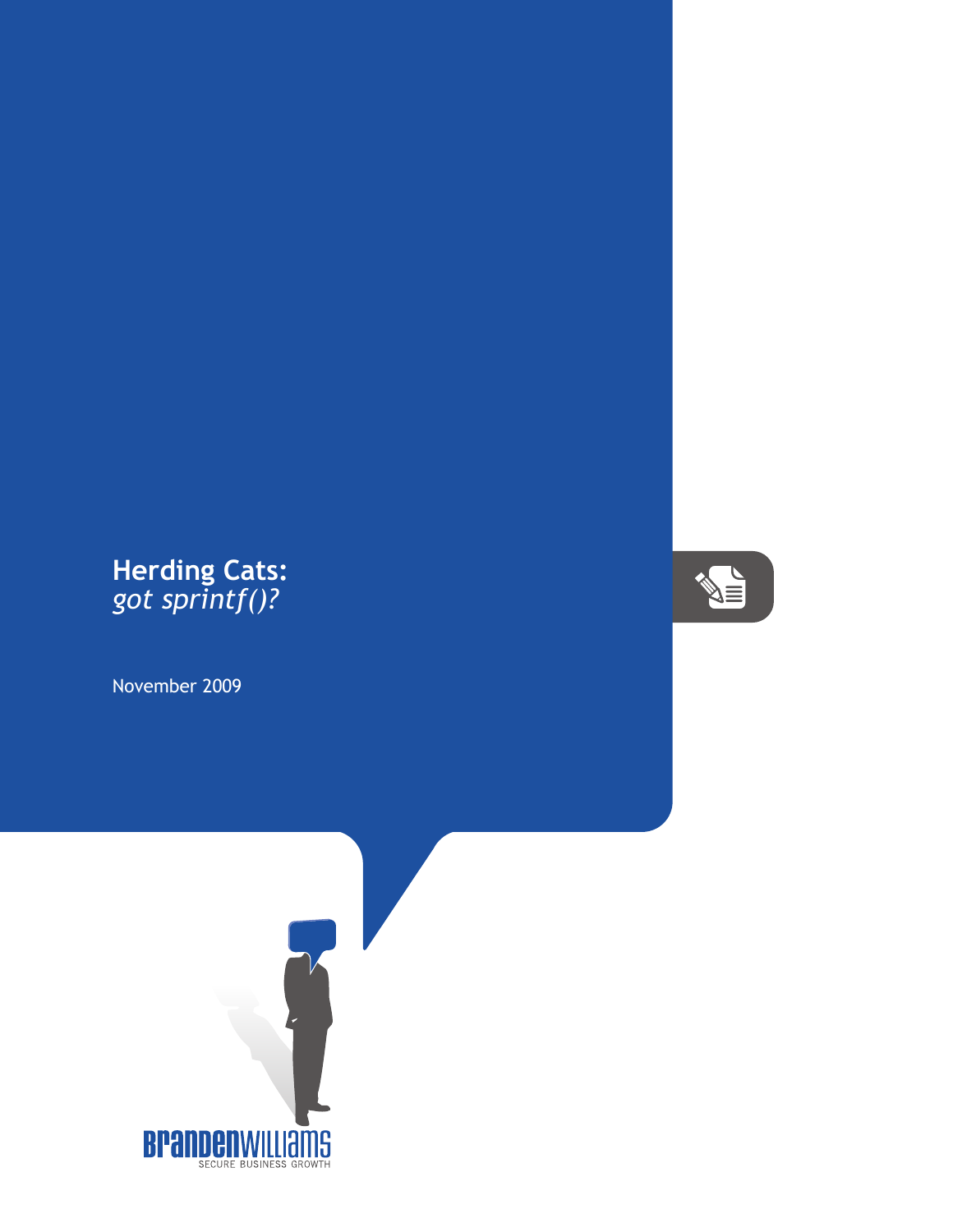# Herding Cats:
## *got sprintf()?*

November 2009

BRANDENWILLIAMS
SECURE BUSINESS GROWTH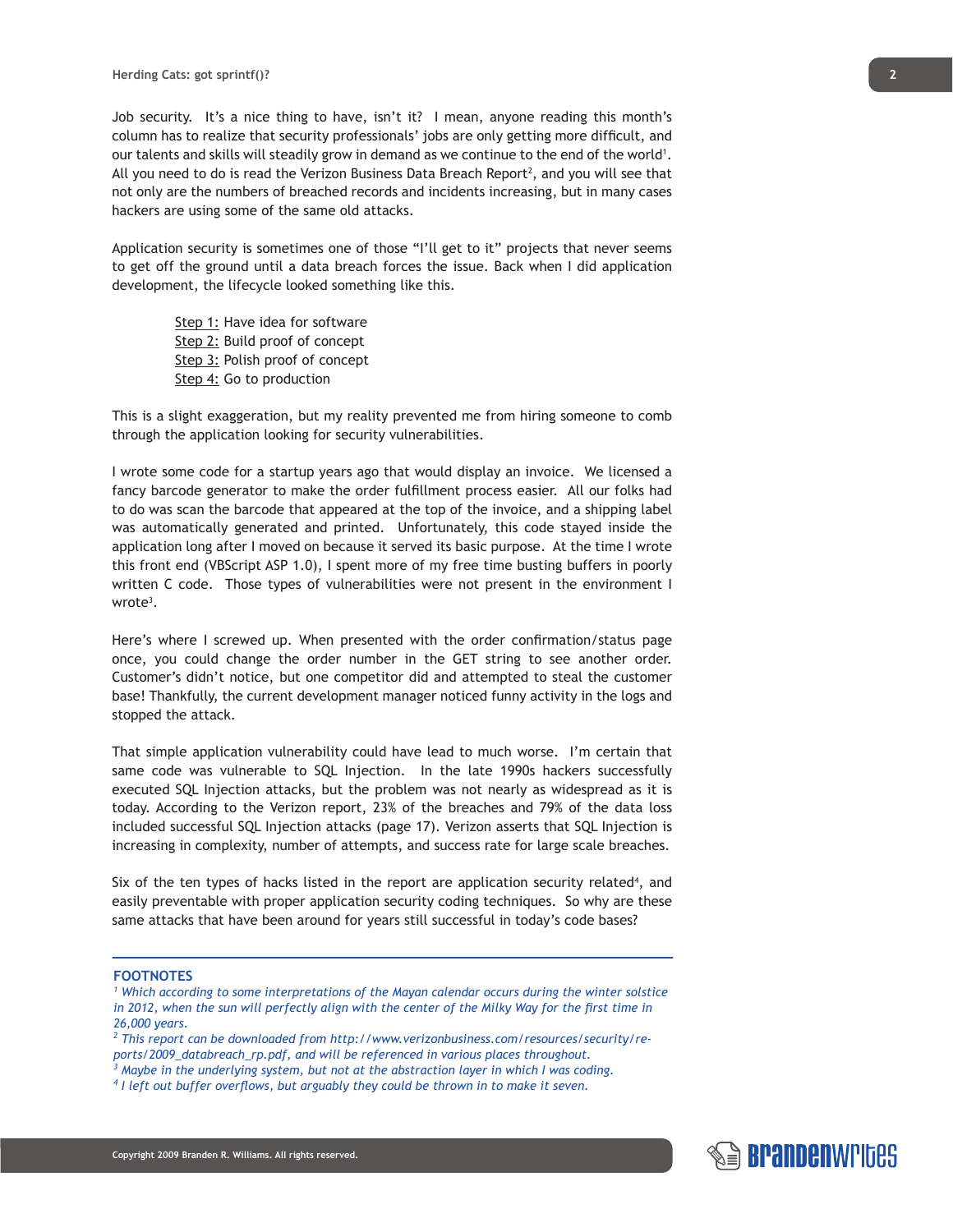Job security. It's a nice thing to have, isn't it? I mean, anyone reading this month's column has to realize that security professionals' jobs are only getting more difficult, and our talents and skills will steadily grow in demand as we continue to the end of the world[1]. All you need to do is read the Verizon Business Data Breach Report[2], and you will see that not only are the numbers of breached records and incidents increasing, but in many cases hackers are using some of the same old attacks.

Application security is sometimes one of those "I'll get to it" projects that never seems to get off the ground until a data breach forces the issue. Back when I did application development, the lifecycle looked something like this.

- Step 1: Have idea for software
- Step 2: Build proof of concept
- Step 3: Polish proof of concept
- Step 4: Go to production

This is a slight exaggeration, but my reality prevented me from hiring someone to comb through the application looking for security vulnerabilities.

I wrote some code for a startup years ago that would display an invoice. We licensed a fancy barcode generator to make the order fulfillment process easier. All our folks had to do was scan the barcode that appeared at the top of the invoice, and a shipping label was automatically generated and printed. Unfortunately, this code stayed inside the application long after I moved on because it served its basic purpose. At the time I wrote this front end (VBScript ASP 1.0), I spent more of my free time busting buffers in poorly written C code. Those types of vulnerabilities were not present in the environment I wrote[3].

Here's where I screwed up. When presented with the order confirmation/status page once, you could change the order number in the GET string to see another order. Customer's didn't notice, but one competitor did and attempted to steal the customer base! Thankfully, the current development manager noticed funny activity in the logs and stopped the attack.

That simple application vulnerability could have lead to much worse. I'm certain that same code was vulnerable to SQL Injection. In the late 1990s hackers successfully executed SQL Injection attacks, but the problem was not nearly as widespread as it is today. According to the Verizon report, 23% of the breaches and 79% of the data loss included successful SQL Injection attacks (page 17). Verizon asserts that SQL Injection is increasing in complexity, number of attempts, and success rate for large scale breaches.

Six of the ten types of hacks listed in the report are application security related[4], and easily preventable with proper application security coding techniques. So why are these same attacks that have been around for years still successful in today's code bases?

---

**FOOTNOTES**

[1] *Which according to some interpretations of the Mayan calendar occurs during the winter solstice in 2012, when the sun will perfectly align with the center of the Milky Way for the first time in 26,000 years.*

[2] *This report can be downloaded from http://www.verizonbusiness.com/resources/security/reports/2009_databreach_rp.pdf, and will be referenced in various places throughout.*

[3] *Maybe in the underlying system, but not at the abstraction layer in which I was coding.*

[4] *I left out buffer overflows, but arguably they could be thrown in to make it seven.*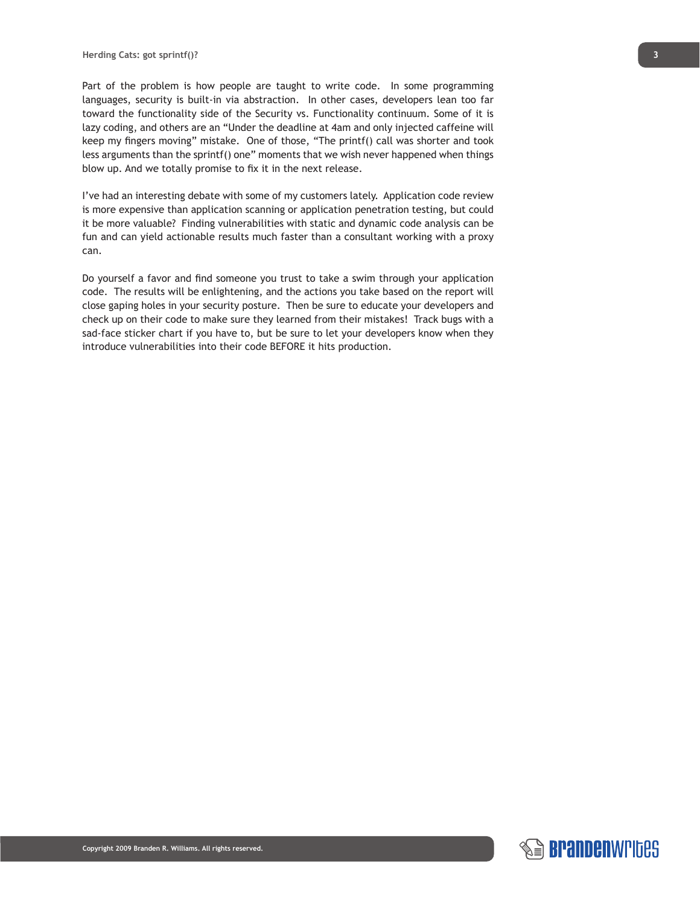Part of the problem is how people are taught to write code. In some programming languages, security is built-in via abstraction. In other cases, developers lean too far toward the functionality side of the Security vs. Functionality continuum. Some of it is lazy coding, and others are an "Under the deadline at 4am and only injected caffeine will keep my fingers moving" mistake. One of those, "The printf() call was shorter and took less arguments than the sprintf() one" moments that we wish never happened when things blow up. And we totally promise to fix it in the next release.

I've had an interesting debate with some of my customers lately. Application code review is more expensive than application scanning or application penetration testing, but could it be more valuable? Finding vulnerabilities with static and dynamic code analysis can be fun and can yield actionable results much faster than a consultant working with a proxy can.

Do yourself a favor and find someone you trust to take a swim through your application code. The results will be enlightening, and the actions you take based on the report will close gaping holes in your security posture. Then be sure to educate your developers and check up on their code to make sure they learned from their mistakes! Track bugs with a sad-face sticker chart if you have to, but be sure to let your developers know when they introduce vulnerabilities into their code BEFORE it hits production.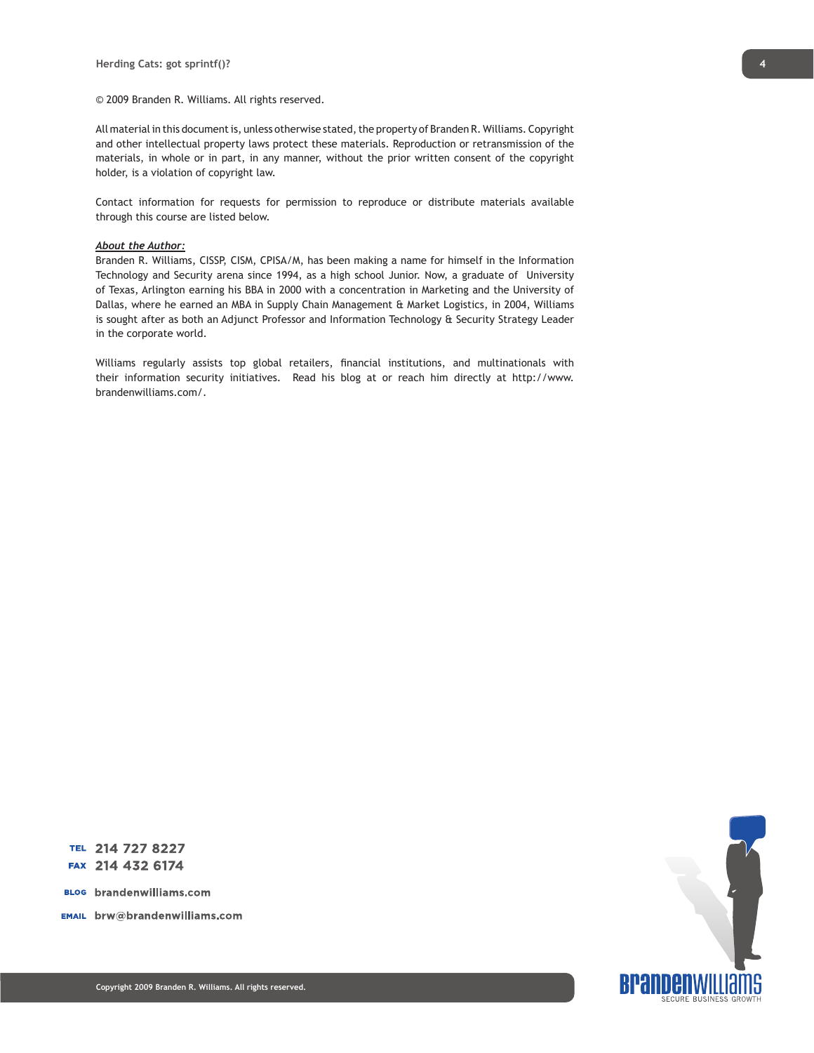© 2009 Branden R. Williams. All rights reserved.

All material in this document is, unless otherwise stated, the property of Branden R. Williams. Copyright and other intellectual property laws protect these materials. Reproduction or retransmission of the materials, in whole or in part, in any manner, without the prior written consent of the copyright holder, is a violation of copyright law.

Contact information for requests for permission to reproduce or distribute materials available through this course are listed below.

***About the Author:***
Branden R. Williams, CISSP, CISM, CPISA/M, has been making a name for himself in the Information Technology and Security arena since 1994, as a high school Junior. Now, a graduate of University of Texas, Arlington earning his BBA in 2000 with a concentration in Marketing and the University of Dallas, where he earned an MBA in Supply Chain Management & Market Logistics, in 2004, Williams is sought after as both an Adjunct Professor and Information Technology & Security Strategy Leader in the corporate world.

Williams regularly assists top global retailers, financial institutions, and multinationals with their information security initiatives. Read his blog at or reach him directly at http://www.brandenwilliams.com/.

**TEL** 214 727 8227
**FAX** 214 432 6174

**BLOG** brandenwilliams.com

**EMAIL** brw@brandenwilliams.com

BrandenWilliams
SECURE BUSINESS GROWTH